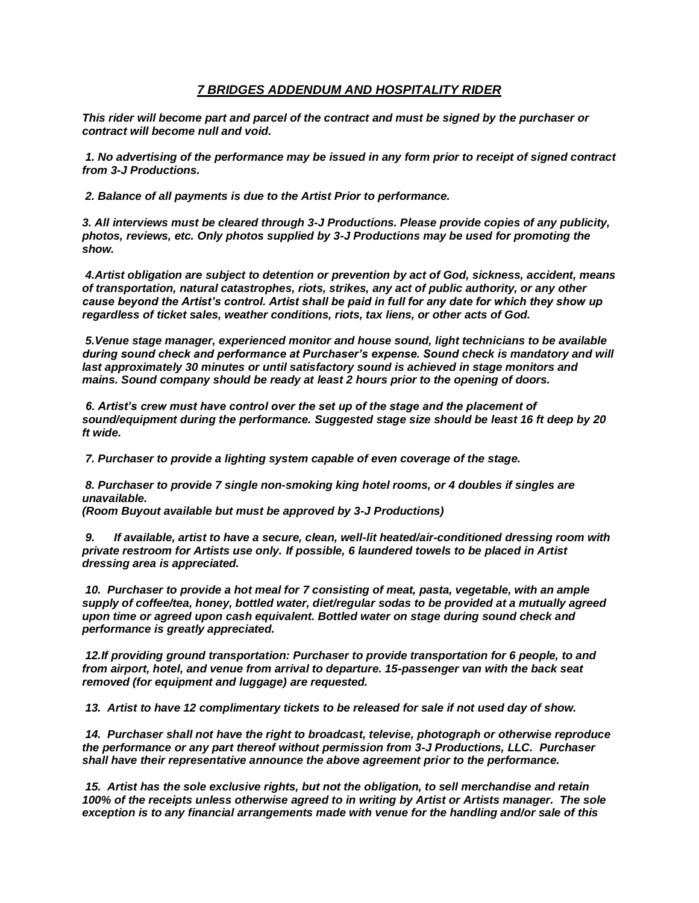# *7 BRIDGES ADDENDUM AND HOSPITALITY RIDER*

***This rider will become part and parcel of the contract and must be signed by the purchaser or contract will become null and void.***

***1. No advertising of the performance may be issued in any form prior to receipt of signed contract from 3-J Productions.***

***2. Balance of all payments is due to the Artist Prior to performance.***

***3. All interviews must be cleared through 3-J Productions. Please provide copies of any publicity, photos, reviews, etc. Only photos supplied by 3-J Productions may be used for promoting the show.***

***4.Artist obligation are subject to detention or prevention by act of God, sickness, accident, means of transportation, natural catastrophes, riots, strikes, any act of public authority, or any other cause beyond the Artist's control. Artist shall be paid in full for any date for which they show up regardless of ticket sales, weather conditions, riots, tax liens, or other acts of God.***

***5.Venue stage manager, experienced monitor and house sound, light technicians to be available during sound check and performance at Purchaser's expense. Sound check is mandatory and will last approximately 30 minutes or until satisfactory sound is achieved in stage monitors and mains. Sound company should be ready at least 2 hours prior to the opening of doors.***

***6. Artist's crew must have control over the set up of the stage and the placement of sound/equipment during the performance. Suggested stage size should be least 16 ft deep by 20 ft wide.***

***7. Purchaser to provide a lighting system capable of even coverage of the stage.***

***8. Purchaser to provide 7 single non-smoking king hotel rooms, or 4 doubles if singles are unavailable.***
***(Room Buyout available but must be approved by 3-J Productions)***

***9. If available, artist to have a secure, clean, well-lit heated/air-conditioned dressing room with private restroom for Artists use only. If possible, 6 laundered towels to be placed in Artist dressing area is appreciated.***

***10. Purchaser to provide a hot meal for 7 consisting of meat, pasta, vegetable, with an ample supply of coffee/tea, honey, bottled water, diet/regular sodas to be provided at a mutually agreed upon time or agreed upon cash equivalent. Bottled water on stage during sound check and performance is greatly appreciated.***

***12.If providing ground transportation: Purchaser to provide transportation for 6 people, to and from airport, hotel, and venue from arrival to departure. 15-passenger van with the back seat removed (for equipment and luggage) are requested.***

***13. Artist to have 12 complimentary tickets to be released for sale if not used day of show.***

***14. Purchaser shall not have the right to broadcast, televise, photograph or otherwise reproduce the performance or any part thereof without permission from 3-J Productions, LLC. Purchaser shall have their representative announce the above agreement prior to the performance.***

***15. Artist has the sole exclusive rights, but not the obligation, to sell merchandise and retain 100% of the receipts unless otherwise agreed to in writing by Artist or Artists manager. The sole exception is to any financial arrangements made with venue for the handling and/or sale of this***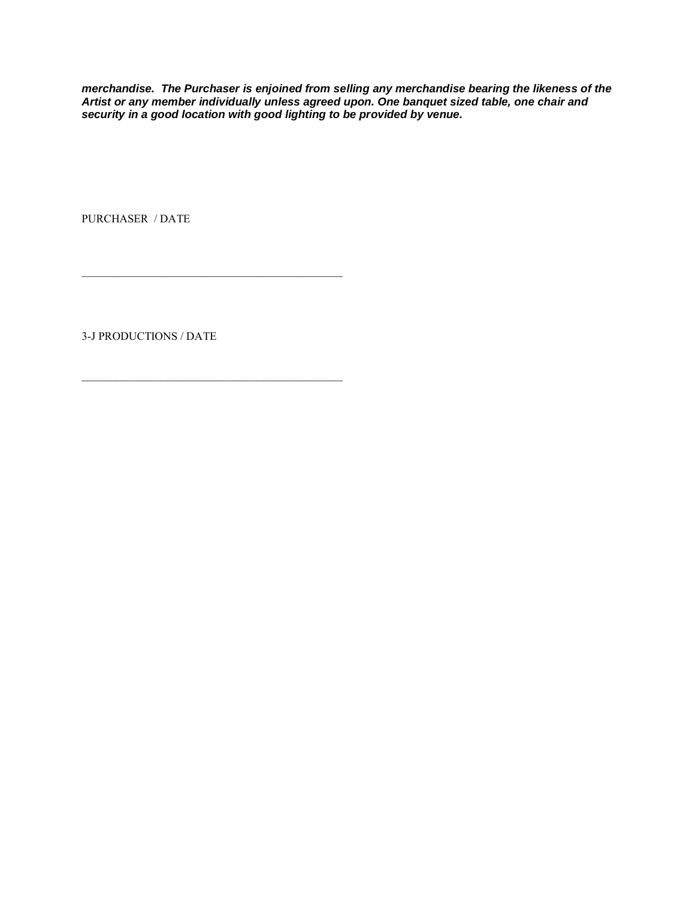***merchandise. The Purchaser is enjoined from selling any merchandise bearing the likeness of the Artist or any member individually unless agreed upon. One banquet sized table, one chair and security in a good location with good lighting to be provided by venue.***

PURCHASER / DATE

_______________________________________________

3-J PRODUCTIONS / DATE

_______________________________________________